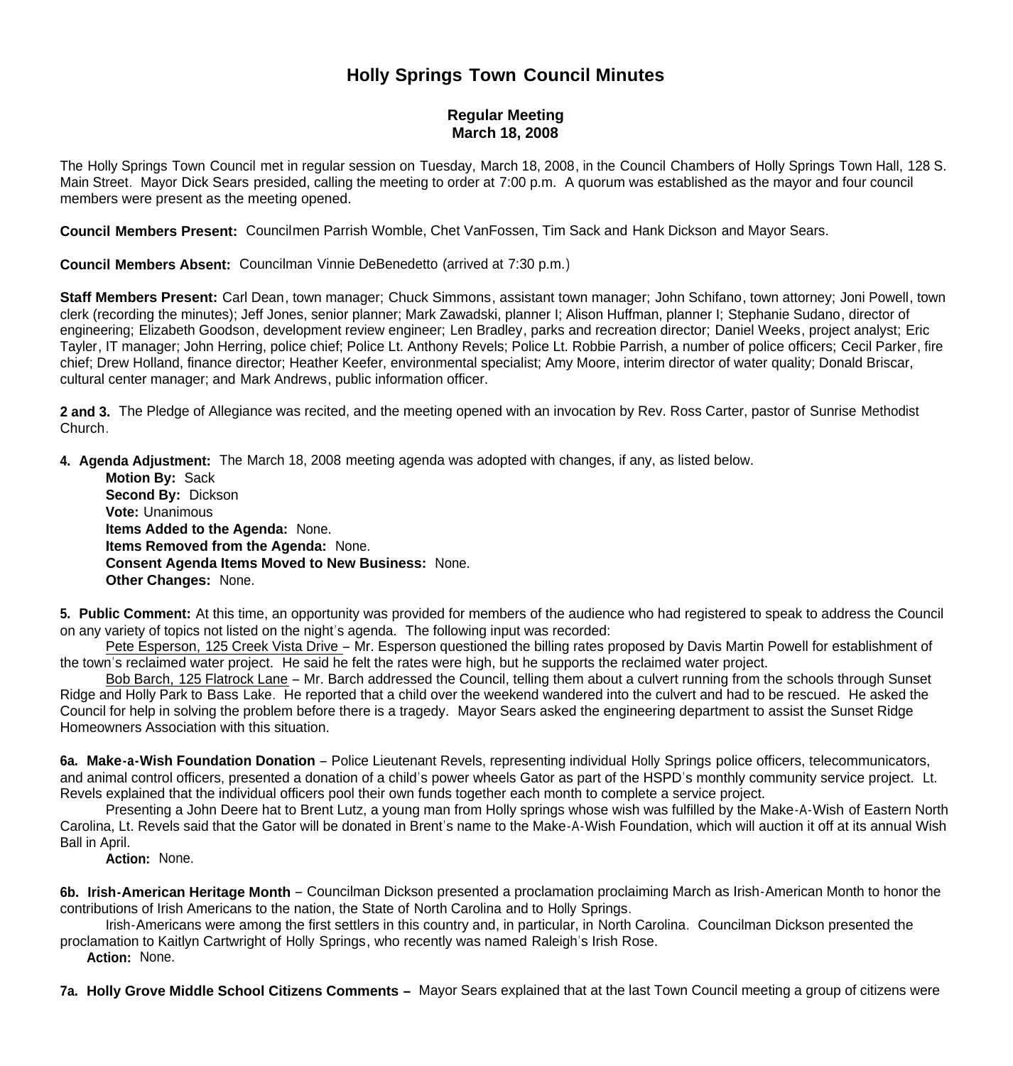# Holly Springs Town Council Minutes

### Regular Meeting
### March 18, 2008

The Holly Springs Town Council met in regular session on Tuesday, March 18, 2008, in the Council Chambers of Holly Springs Town Hall, 128 S. Main Street. Mayor Dick Sears presided, calling the meeting to order at 7:00 p.m. A quorum was established as the mayor and four council members were present as the meeting opened.

**Council Members Present:** Councilmen Parrish Womble, Chet VanFossen, Tim Sack and Hank Dickson and Mayor Sears.

**Council Members Absent:** Councilman Vinnie DeBenedetto (arrived at 7:30 p.m.)

**Staff Members Present:** Carl Dean, town manager; Chuck Simmons, assistant town manager; John Schifano, town attorney; Joni Powell, town clerk (recording the minutes); Jeff Jones, senior planner; Mark Zawadski, planner I; Alison Huffman, planner I; Stephanie Sudano, director of engineering; Elizabeth Goodson, development review engineer; Len Bradley, parks and recreation director; Daniel Weeks, project analyst; Eric Tayler, IT manager; John Herring, police chief; Police Lt. Anthony Revels; Police Lt. Robbie Parrish, a number of police officers; Cecil Parker, fire chief; Drew Holland, finance director; Heather Keefer, environmental specialist; Amy Moore, interim director of water quality; Donald Briscar, cultural center manager; and Mark Andrews, public information officer.

**2 and 3.** The Pledge of Allegiance was recited, and the meeting opened with an invocation by Rev. Ross Carter, pastor of Sunrise Methodist Church.

**4. Agenda Adjustment:** The March 18, 2008 meeting agenda was adopted with changes, if any, as listed below.

**Motion By:** Sack
**Second By:** Dickson
**Vote:** Unanimous
**Items Added to the Agenda:** None.
**Items Removed from the Agenda:** None.
**Consent Agenda Items Moved to New Business:** None.
**Other Changes:** None.

**5. Public Comment:** At this time, an opportunity was provided for members of the audience who had registered to speak to address the Council on any variety of topics not listed on the night's agenda. The following input was recorded:

Pete Esperson, 125 Creek Vista Drive – Mr. Esperson questioned the billing rates proposed by Davis Martin Powell for establishment of the town's reclaimed water project. He said he felt the rates were high, but he supports the reclaimed water project.

Bob Barch, 125 Flatrock Lane – Mr. Barch addressed the Council, telling them about a culvert running from the schools through Sunset Ridge and Holly Park to Bass Lake. He reported that a child over the weekend wandered into the culvert and had to be rescued. He asked the Council for help in solving the problem before there is a tragedy. Mayor Sears asked the engineering department to assist the Sunset Ridge Homeowners Association with this situation.

**6a. Make-a-Wish Foundation Donation** – Police Lieutenant Revels, representing individual Holly Springs police officers, telecommunicators, and animal control officers, presented a donation of a child's power wheels Gator as part of the HSPD's monthly community service project. Lt. Revels explained that the individual officers pool their own funds together each month to complete a service project.

Presenting a John Deere hat to Brent Lutz, a young man from Holly springs whose wish was fulfilled by the Make-A-Wish of Eastern North Carolina, Lt. Revels said that the Gator will be donated in Brent's name to the Make-A-Wish Foundation, which will auction it off at its annual Wish Ball in April.

**Action:** None.

**6b. Irish-American Heritage Month** – Councilman Dickson presented a proclamation proclaiming March as Irish-American Month to honor the contributions of Irish Americans to the nation, the State of North Carolina and to Holly Springs.

Irish-Americans were among the first settlers in this country and, in particular, in North Carolina. Councilman Dickson presented the proclamation to Kaitlyn Cartwright of Holly Springs, who recently was named Raleigh's Irish Rose.

**Action:** None.

**7a. Holly Grove Middle School Citizens Comments –** Mayor Sears explained that at the last Town Council meeting a group of citizens were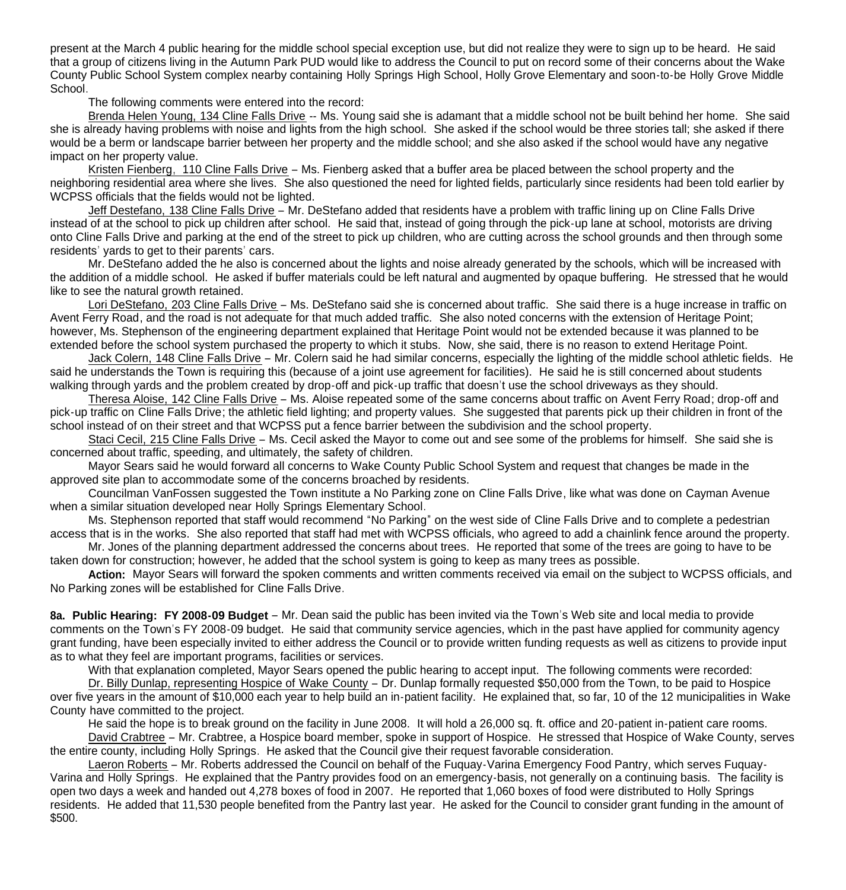present at the March 4 public hearing for the middle school special exception use, but did not realize they were to sign up to be heard. He said that a group of citizens living in the Autumn Park PUD would like to address the Council to put on record some of their concerns about the Wake County Public School System complex nearby containing Holly Springs High School, Holly Grove Elementary and soon-to-be Holly Grove Middle School.

The following comments were entered into the record:

Brenda Helen Young, 134 Cline Falls Drive -- Ms. Young said she is adamant that a middle school not be built behind her home. She said she is already having problems with noise and lights from the high school. She asked if the school would be three stories tall; she asked if there would be a berm or landscape barrier between her property and the middle school; and she also asked if the school would have any negative impact on her property value.

Kristen Fienberg, 110 Cline Falls Drive – Ms. Fienberg asked that a buffer area be placed between the school property and the neighboring residential area where she lives. She also questioned the need for lighted fields, particularly since residents had been told earlier by WCPSS officials that the fields would not be lighted.

Jeff Destefano, 138 Cline Falls Drive – Mr. DeStefano added that residents have a problem with traffic lining up on Cline Falls Drive instead of at the school to pick up children after school. He said that, instead of going through the pick-up lane at school, motorists are driving onto Cline Falls Drive and parking at the end of the street to pick up children, who are cutting across the school grounds and then through some residents' yards to get to their parents' cars.

Mr. DeStefano added the he also is concerned about the lights and noise already generated by the schools, which will be increased with the addition of a middle school. He asked if buffer materials could be left natural and augmented by opaque buffering. He stressed that he would like to see the natural growth retained.

Lori DeStefano, 203 Cline Falls Drive – Ms. DeStefano said she is concerned about traffic. She said there is a huge increase in traffic on Avent Ferry Road, and the road is not adequate for that much added traffic. She also noted concerns with the extension of Heritage Point; however, Ms. Stephenson of the engineering department explained that Heritage Point would not be extended because it was planned to be extended before the school system purchased the property to which it stubs. Now, she said, there is no reason to extend Heritage Point.

Jack Colern, 148 Cline Falls Drive – Mr. Colern said he had similar concerns, especially the lighting of the middle school athletic fields. He said he understands the Town is requiring this (because of a joint use agreement for facilities). He said he is still concerned about students walking through yards and the problem created by drop-off and pick-up traffic that doesn't use the school driveways as they should.

Theresa Aloise, 142 Cline Falls Drive – Ms. Aloise repeated some of the same concerns about traffic on Avent Ferry Road; drop-off and pick-up traffic on Cline Falls Drive; the athletic field lighting; and property values. She suggested that parents pick up their children in front of the school instead of on their street and that WCPSS put a fence barrier between the subdivision and the school property.

Staci Cecil, 215 Cline Falls Drive – Ms. Cecil asked the Mayor to come out and see some of the problems for himself. She said she is concerned about traffic, speeding, and ultimately, the safety of children.

Mayor Sears said he would forward all concerns to Wake County Public School System and request that changes be made in the approved site plan to accommodate some of the concerns broached by residents.

Councilman VanFossen suggested the Town institute a No Parking zone on Cline Falls Drive, like what was done on Cayman Avenue when a similar situation developed near Holly Springs Elementary School.

Ms. Stephenson reported that staff would recommend "No Parking" on the west side of Cline Falls Drive and to complete a pedestrian access that is in the works. She also reported that staff had met with WCPSS officials, who agreed to add a chainlink fence around the property.

Mr. Jones of the planning department addressed the concerns about trees. He reported that some of the trees are going to have to be taken down for construction; however, he added that the school system is going to keep as many trees as possible.

**Action:** Mayor Sears will forward the spoken comments and written comments received via email on the subject to WCPSS officials, and No Parking zones will be established for Cline Falls Drive.

**8a. Public Hearing: FY 2008-09 Budget** – Mr. Dean said the public has been invited via the Town's Web site and local media to provide comments on the Town's FY 2008-09 budget. He said that community service agencies, which in the past have applied for community agency grant funding, have been especially invited to either address the Council or to provide written funding requests as well as citizens to provide input as to what they feel are important programs, facilities or services.

With that explanation completed, Mayor Sears opened the public hearing to accept input. The following comments were recorded:

Dr. Billy Dunlap, representing Hospice of Wake County – Dr. Dunlap formally requested $50,000 from the Town, to be paid to Hospice over five years in the amount of $10,000 each year to help build an in-patient facility. He explained that, so far, 10 of the 12 municipalities in Wake County have committed to the project.

He said the hope is to break ground on the facility in June 2008. It will hold a 26,000 sq. ft. office and 20-patient in-patient care rooms.

David Crabtree – Mr. Crabtree, a Hospice board member, spoke in support of Hospice. He stressed that Hospice of Wake County, serves the entire county, including Holly Springs. He asked that the Council give their request favorable consideration.

Laeron Roberts – Mr. Roberts addressed the Council on behalf of the Fuquay-Varina Emergency Food Pantry, which serves Fuquay-Varina and Holly Springs. He explained that the Pantry provides food on an emergency-basis, not generally on a continuing basis. The facility is open two days a week and handed out 4,278 boxes of food in 2007. He reported that 1,060 boxes of food were distributed to Holly Springs residents. He added that 11,530 people benefited from the Pantry last year. He asked for the Council to consider grant funding in the amount of $500.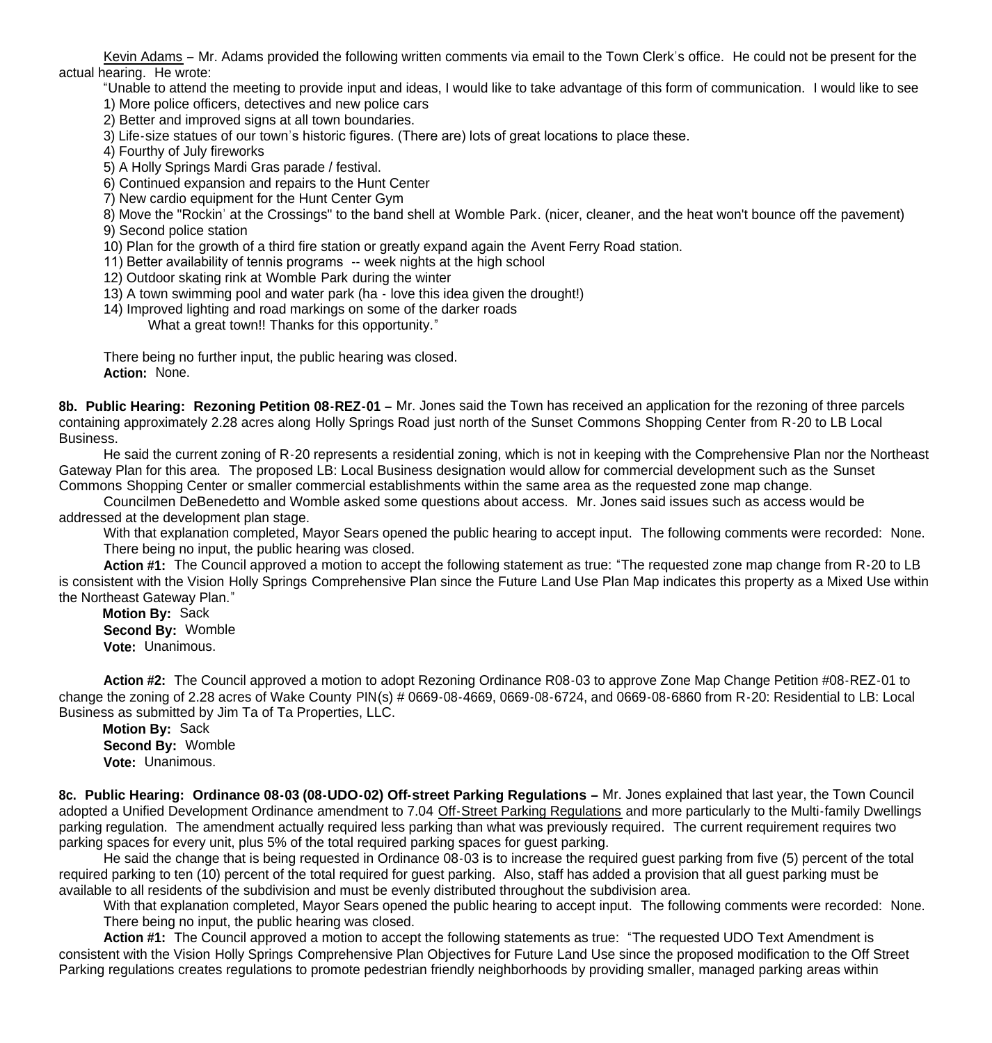Kevin Adams – Mr. Adams provided the following written comments via email to the Town Clerk's office. He could not be present for the actual hearing. He wrote:

"Unable to attend the meeting to provide input and ideas, I would like to take advantage of this form of communication. I would like to see

1) More police officers, detectives and new police cars
2) Better and improved signs at all town boundaries.
3) Life-size statues of our town's historic figures. (There are) lots of great locations to place these.
4) Fourthy of July fireworks
5) A Holly Springs Mardi Gras parade / festival.
6) Continued expansion and repairs to the Hunt Center
7) New cardio equipment for the Hunt Center Gym
8) Move the "Rockin' at the Crossings" to the band shell at Womble Park. (nicer, cleaner, and the heat won't bounce off the pavement)
9) Second police station
10) Plan for the growth of a third fire station or greatly expand again the Avent Ferry Road station.
11) Better availability of tennis programs -- week nights at the high school
12) Outdoor skating rink at Womble Park during the winter
13) A town swimming pool and water park (ha - love this idea given the drought!)
14) Improved lighting and road markings on some of the darker roads

What a great town!! Thanks for this opportunity."

There being no further input, the public hearing was closed.

**Action:** None.

**8b. Public Hearing: Rezoning Petition 08-REZ-01 –** Mr. Jones said the Town has received an application for the rezoning of three parcels containing approximately 2.28 acres along Holly Springs Road just north of the Sunset Commons Shopping Center from R-20 to LB Local Business.

He said the current zoning of R-20 represents a residential zoning, which is not in keeping with the Comprehensive Plan nor the Northeast Gateway Plan for this area. The proposed LB: Local Business designation would allow for commercial development such as the Sunset Commons Shopping Center or smaller commercial establishments within the same area as the requested zone map change.

Councilmen DeBenedetto and Womble asked some questions about access. Mr. Jones said issues such as access would be addressed at the development plan stage.

With that explanation completed, Mayor Sears opened the public hearing to accept input. The following comments were recorded: None. There being no input, the public hearing was closed.

**Action #1:** The Council approved a motion to accept the following statement as true: "The requested zone map change from R-20 to LB is consistent with the Vision Holly Springs Comprehensive Plan since the Future Land Use Plan Map indicates this property as a Mixed Use within the Northeast Gateway Plan."

**Motion By:** Sack
**Second By:** Womble
**Vote:** Unanimous.

**Action #2:** The Council approved a motion to adopt Rezoning Ordinance R08-03 to approve Zone Map Change Petition #08-REZ-01 to change the zoning of 2.28 acres of Wake County PIN(s) # 0669-08-4669, 0669-08-6724, and 0669-08-6860 from R-20: Residential to LB: Local Business as submitted by Jim Ta of Ta Properties, LLC.

**Motion By:** Sack
**Second By:** Womble
**Vote:** Unanimous.

**8c. Public Hearing: Ordinance 08-03 (08-UDO-02) Off-street Parking Regulations –** Mr. Jones explained that last year, the Town Council adopted a Unified Development Ordinance amendment to 7.04 Off-Street Parking Regulations and more particularly to the Multi-family Dwellings parking regulation. The amendment actually required less parking than what was previously required. The current requirement requires two parking spaces for every unit, plus 5% of the total required parking spaces for guest parking.

He said the change that is being requested in Ordinance 08-03 is to increase the required guest parking from five (5) percent of the total required parking to ten (10) percent of the total required for guest parking. Also, staff has added a provision that all guest parking must be available to all residents of the subdivision and must be evenly distributed throughout the subdivision area.

With that explanation completed, Mayor Sears opened the public hearing to accept input. The following comments were recorded: None. There being no input, the public hearing was closed.

**Action #1:** The Council approved a motion to accept the following statements as true: "The requested UDO Text Amendment is consistent with the Vision Holly Springs Comprehensive Plan Objectives for Future Land Use since the proposed modification to the Off Street Parking regulations creates regulations to promote pedestrian friendly neighborhoods by providing smaller, managed parking areas within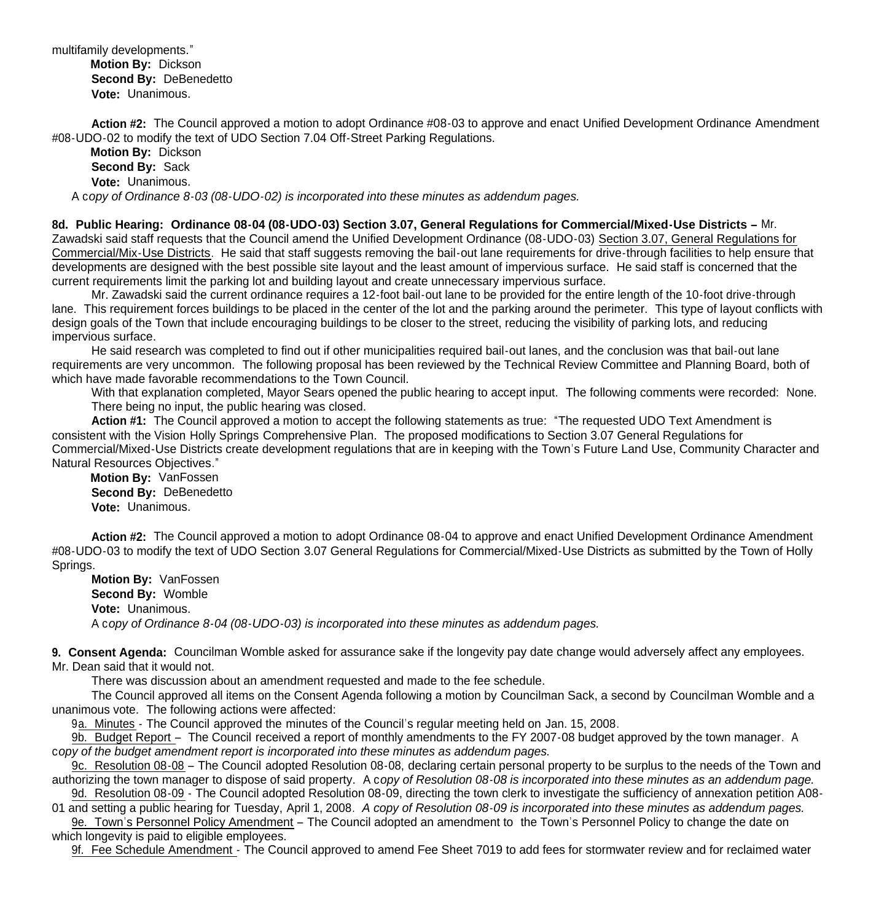multifamily developments."

**Motion By:** Dickson
**Second By:** DeBenedetto
**Vote:** Unanimous.

**Action #2:** The Council approved a motion to adopt Ordinance #08-03 to approve and enact Unified Development Ordinance Amendment #08-UDO-02 to modify the text of UDO Section 7.04 Off-Street Parking Regulations.

**Motion By:** Dickson
**Second By:** Sack
**Vote:** Unanimous.

A c*opy of Ordinance 8-03 (08-UDO-02) is incorporated into these minutes as addendum pages.*

**8d. Public Hearing: Ordinance 08-04 (08-UDO-03) Section 3.07, General Regulations for Commercial/Mixed-Use Districts –** Mr. Zawadski said staff requests that the Council amend the Unified Development Ordinance (08-UDO-03) Section 3.07, General Regulations for Commercial/Mix-Use Districts. He said that staff suggests removing the bail-out lane requirements for drive-through facilities to help ensure that developments are designed with the best possible site layout and the least amount of impervious surface. He said staff is concerned that the current requirements limit the parking lot and building layout and create unnecessary impervious surface.

Mr. Zawadski said the current ordinance requires a 12-foot bail-out lane to be provided for the entire length of the 10-foot drive-through lane. This requirement forces buildings to be placed in the center of the lot and the parking around the perimeter. This type of layout conflicts with design goals of the Town that include encouraging buildings to be closer to the street, reducing the visibility of parking lots, and reducing impervious surface.

He said research was completed to find out if other municipalities required bail-out lanes, and the conclusion was that bail-out lane requirements are very uncommon. The following proposal has been reviewed by the Technical Review Committee and Planning Board, both of which have made favorable recommendations to the Town Council.

With that explanation completed, Mayor Sears opened the public hearing to accept input. The following comments were recorded: None. There being no input, the public hearing was closed.

**Action #1:** The Council approved a motion to accept the following statements as true: "The requested UDO Text Amendment is consistent with the Vision Holly Springs Comprehensive Plan. The proposed modifications to Section 3.07 General Regulations for Commercial/Mixed-Use Districts create development regulations that are in keeping with the Town's Future Land Use, Community Character and Natural Resources Objectives."

**Motion By:** VanFossen
**Second By:** DeBenedetto
**Vote:** Unanimous.

**Action #2:** The Council approved a motion to adopt Ordinance 08-04 to approve and enact Unified Development Ordinance Amendment #08-UDO-03 to modify the text of UDO Section 3.07 General Regulations for Commercial/Mixed-Use Districts as submitted by the Town of Holly Springs.

**Motion By:** VanFossen
**Second By:** Womble
**Vote:** Unanimous.

A c*opy of Ordinance 8-04 (08-UDO-03) is incorporated into these minutes as addendum pages.*

**9. Consent Agenda:** Councilman Womble asked for assurance sake if the longevity pay date change would adversely affect any employees. Mr. Dean said that it would not.

There was discussion about an amendment requested and made to the fee schedule.

The Council approved all items on the Consent Agenda following a motion by Councilman Sack, a second by Councilman Womble and a unanimous vote. The following actions were affected:

9a. Minutes - The Council approved the minutes of the Council's regular meeting held on Jan. 15, 2008.

9b. Budget Report – The Council received a report of monthly amendments to the FY 2007-08 budget approved by the town manager. A c*opy of the budget amendment report is incorporated into these minutes as addendum pages.*

9c. Resolution 08-08 – The Council adopted Resolution 08-08, declaring certain personal property to be surplus to the needs of the Town and authorizing the town manager to dispose of said property. A c*opy of Resolution 08-08 is incorporated into these minutes as an addendum page.*

9d. Resolution 08-09 - The Council adopted Resolution 08-09, directing the town clerk to investigate the sufficiency of annexation petition A08-01 and setting a public hearing for Tuesday, April 1, 2008. *A copy of Resolution 08-09 is incorporated into these minutes as addendum pages.*

9e. Town's Personnel Policy Amendment – The Council adopted an amendment to the Town's Personnel Policy to change the date on which longevity is paid to eligible employees.

9f. Fee Schedule Amendment - The Council approved to amend Fee Sheet 7019 to add fees for stormwater review and for reclaimed water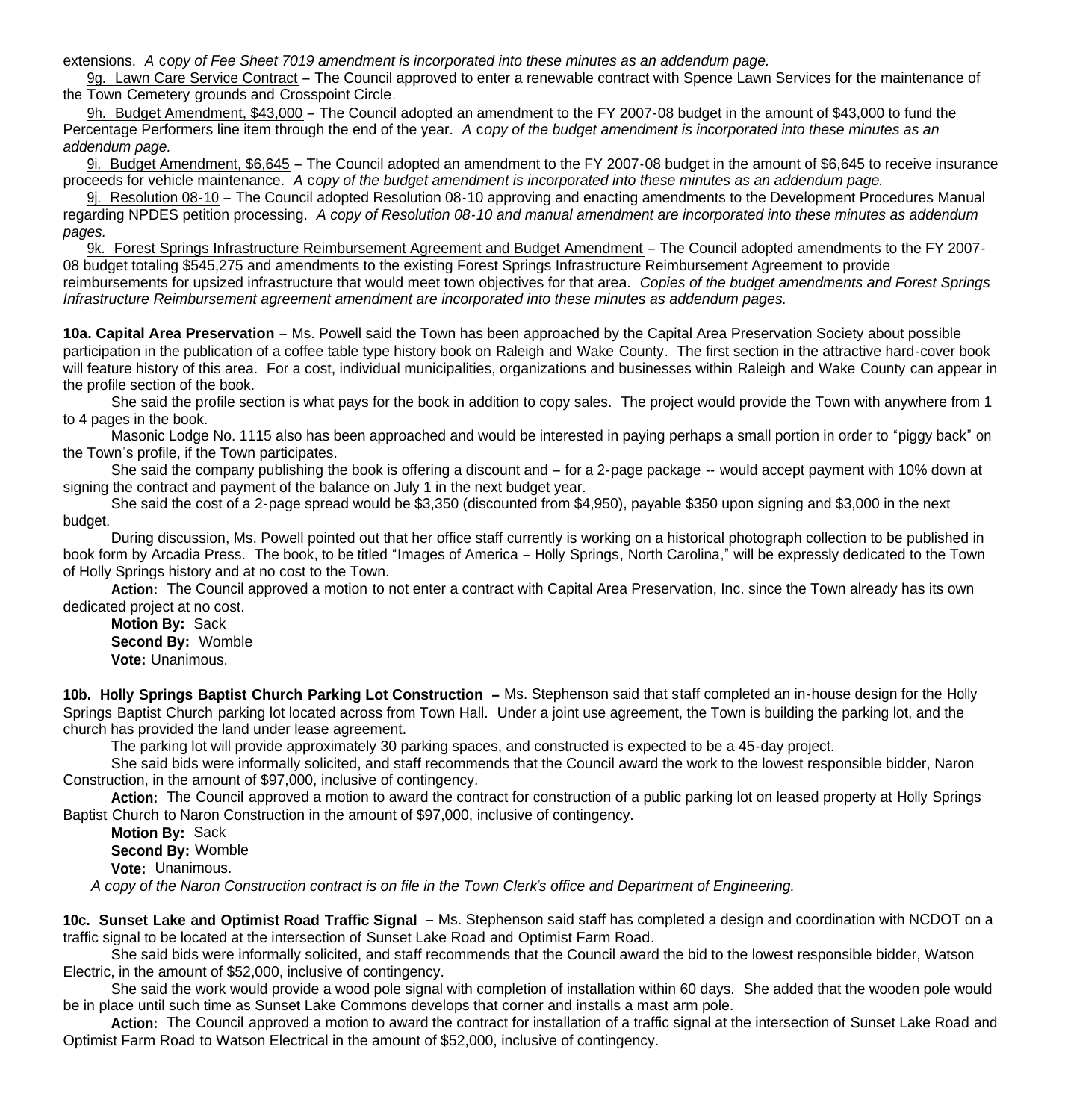extensions. *A copy of Fee Sheet 7019 amendment is incorporated into these minutes as an addendum page.*

9g. Lawn Care Service Contract – The Council approved to enter a renewable contract with Spence Lawn Services for the maintenance of the Town Cemetery grounds and Crosspoint Circle.

9h. Budget Amendment, $43,000 – The Council adopted an amendment to the FY 2007-08 budget in the amount of $43,000 to fund the Percentage Performers line item through the end of the year. *A copy of the budget amendment is incorporated into these minutes as an addendum page.*

9i. Budget Amendment, $6,645 – The Council adopted an amendment to the FY 2007-08 budget in the amount of $6,645 to receive insurance proceeds for vehicle maintenance. *A copy of the budget amendment is incorporated into these minutes as an addendum page.*

9j. Resolution 08-10 – The Council adopted Resolution 08-10 approving and enacting amendments to the Development Procedures Manual regarding NPDES petition processing. *A copy of Resolution 08-10 and manual amendment are incorporated into these minutes as addendum pages.*

9k. Forest Springs Infrastructure Reimbursement Agreement and Budget Amendment – The Council adopted amendments to the FY 2007-08 budget totaling $545,275 and amendments to the existing Forest Springs Infrastructure Reimbursement Agreement to provide reimbursements for upsized infrastructure that would meet town objectives for that area. *Copies of the budget amendments and Forest Springs Infrastructure Reimbursement agreement amendment are incorporated into these minutes as addendum pages.*

**10a. Capital Area Preservation** – Ms. Powell said the Town has been approached by the Capital Area Preservation Society about possible participation in the publication of a coffee table type history book on Raleigh and Wake County. The first section in the attractive hard-cover book will feature history of this area. For a cost, individual municipalities, organizations and businesses within Raleigh and Wake County can appear in the profile section of the book.

She said the profile section is what pays for the book in addition to copy sales. The project would provide the Town with anywhere from 1 to 4 pages in the book.

Masonic Lodge No. 1115 also has been approached and would be interested in paying perhaps a small portion in order to "piggy back" on the Town's profile, if the Town participates.

She said the company publishing the book is offering a discount and – for a 2-page package -- would accept payment with 10% down at signing the contract and payment of the balance on July 1 in the next budget year.

She said the cost of a 2-page spread would be $3,350 (discounted from $4,950), payable $350 upon signing and $3,000 in the next budget.

During discussion, Ms. Powell pointed out that her office staff currently is working on a historical photograph collection to be published in book form by Arcadia Press. The book, to be titled "Images of America – Holly Springs, North Carolina," will be expressly dedicated to the Town of Holly Springs history and at no cost to the Town.

**Action:** The Council approved a motion to not enter a contract with Capital Area Preservation, Inc. since the Town already has its own dedicated project at no cost.

**Motion By:** Sack
**Second By:** Womble
**Vote:** Unanimous.

**10b. Holly Springs Baptist Church Parking Lot Construction –** Ms. Stephenson said that staff completed an in-house design for the Holly Springs Baptist Church parking lot located across from Town Hall. Under a joint use agreement, the Town is building the parking lot, and the church has provided the land under lease agreement.

The parking lot will provide approximately 30 parking spaces, and constructed is expected to be a 45-day project.

She said bids were informally solicited, and staff recommends that the Council award the work to the lowest responsible bidder, Naron Construction, in the amount of $97,000, inclusive of contingency.

**Action:** The Council approved a motion to award the contract for construction of a public parking lot on leased property at Holly Springs Baptist Church to Naron Construction in the amount of $97,000, inclusive of contingency.

**Motion By:** Sack
**Second By:** Womble
**Vote:** Unanimous.

*A copy of the Naron Construction contract is on file in the Town Clerk's office and Department of Engineering.*

**10c. Sunset Lake and Optimist Road Traffic Signal** – Ms. Stephenson said staff has completed a design and coordination with NCDOT on a traffic signal to be located at the intersection of Sunset Lake Road and Optimist Farm Road.

She said bids were informally solicited, and staff recommends that the Council award the bid to the lowest responsible bidder, Watson Electric, in the amount of $52,000, inclusive of contingency.

She said the work would provide a wood pole signal with completion of installation within 60 days. She added that the wooden pole would be in place until such time as Sunset Lake Commons develops that corner and installs a mast arm pole.

**Action:** The Council approved a motion to award the contract for installation of a traffic signal at the intersection of Sunset Lake Road and Optimist Farm Road to Watson Electrical in the amount of $52,000, inclusive of contingency.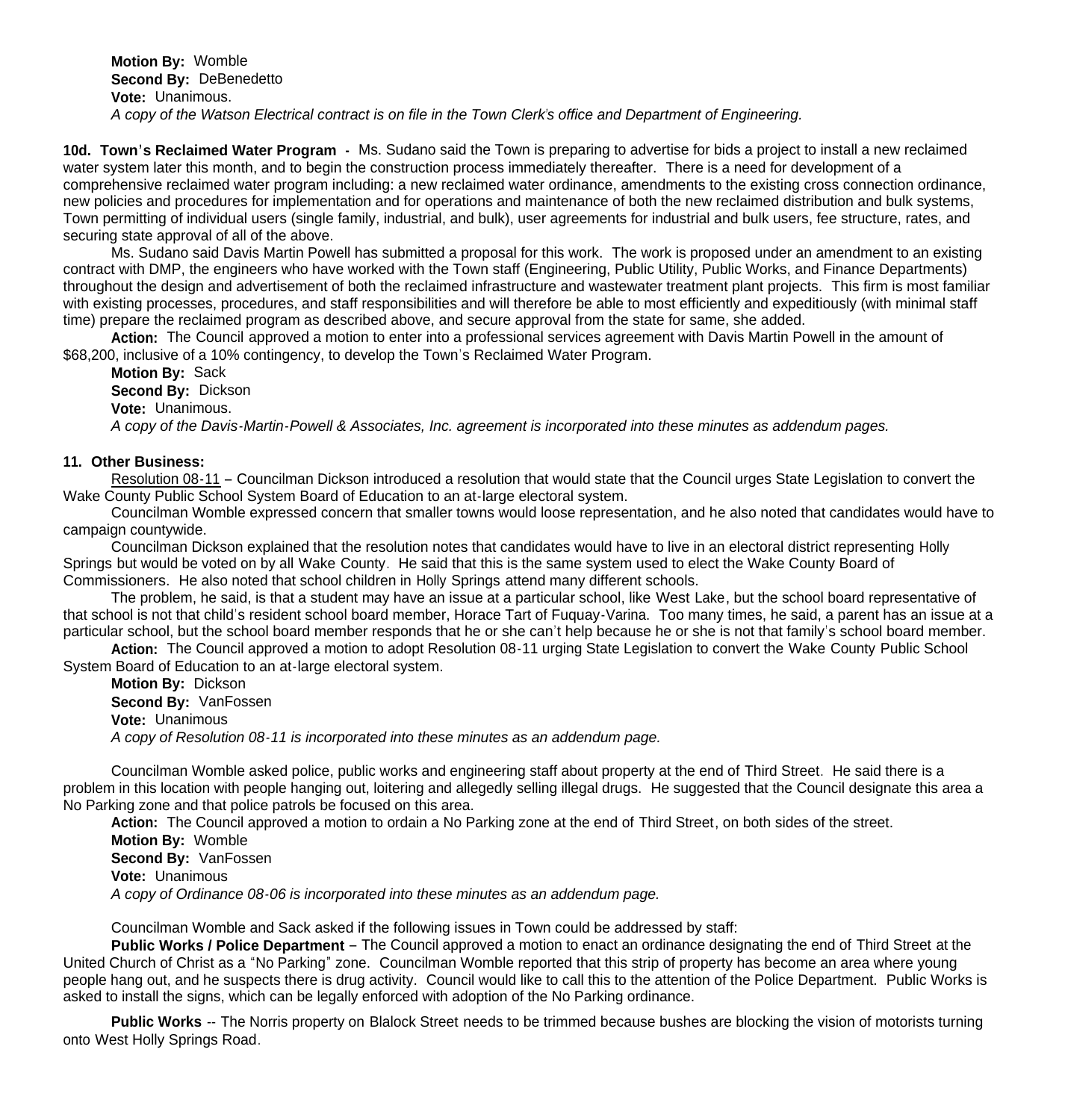**Motion By:** Womble
**Second By:** DeBenedetto
**Vote:** Unanimous.
*A copy of the Watson Electrical contract is on file in the Town Clerk's office and Department of Engineering.*

**10d. Town's Reclaimed Water Program -** Ms. Sudano said the Town is preparing to advertise for bids a project to install a new reclaimed water system later this month, and to begin the construction process immediately thereafter. There is a need for development of a comprehensive reclaimed water program including: a new reclaimed water ordinance, amendments to the existing cross connection ordinance, new policies and procedures for implementation and for operations and maintenance of both the new reclaimed distribution and bulk systems, Town permitting of individual users (single family, industrial, and bulk), user agreements for industrial and bulk users, fee structure, rates, and securing state approval of all of the above.

Ms. Sudano said Davis Martin Powell has submitted a proposal for this work. The work is proposed under an amendment to an existing contract with DMP, the engineers who have worked with the Town staff (Engineering, Public Utility, Public Works, and Finance Departments) throughout the design and advertisement of both the reclaimed infrastructure and wastewater treatment plant projects. This firm is most familiar with existing processes, procedures, and staff responsibilities and will therefore be able to most efficiently and expeditiously (with minimal staff time) prepare the reclaimed program as described above, and secure approval from the state for same, she added.

**Action:** The Council approved a motion to enter into a professional services agreement with Davis Martin Powell in the amount of $68,200, inclusive of a 10% contingency, to develop the Town's Reclaimed Water Program.

**Motion By:** Sack
**Second By:** Dickson
**Vote:** Unanimous.
*A copy of the Davis-Martin-Powell & Associates, Inc. agreement is incorporated into these minutes as addendum pages.*

**11. Other Business:**

Resolution 08-11 – Councilman Dickson introduced a resolution that would state that the Council urges State Legislation to convert the Wake County Public School System Board of Education to an at-large electoral system.

Councilman Womble expressed concern that smaller towns would loose representation, and he also noted that candidates would have to campaign countywide.

Councilman Dickson explained that the resolution notes that candidates would have to live in an electoral district representing Holly Springs but would be voted on by all Wake County. He said that this is the same system used to elect the Wake County Board of Commissioners. He also noted that school children in Holly Springs attend many different schools.

The problem, he said, is that a student may have an issue at a particular school, like West Lake, but the school board representative of that school is not that child's resident school board member, Horace Tart of Fuquay-Varina. Too many times, he said, a parent has an issue at a particular school, but the school board member responds that he or she can't help because he or she is not that family's school board member.

**Action:** The Council approved a motion to adopt Resolution 08-11 urging State Legislation to convert the Wake County Public School System Board of Education to an at-large electoral system.

**Motion By:** Dickson
**Second By:** VanFossen
**Vote:** Unanimous
*A copy of Resolution 08-11 is incorporated into these minutes as an addendum page.*

Councilman Womble asked police, public works and engineering staff about property at the end of Third Street. He said there is a problem in this location with people hanging out, loitering and allegedly selling illegal drugs. He suggested that the Council designate this area a No Parking zone and that police patrols be focused on this area.

**Action:** The Council approved a motion to ordain a No Parking zone at the end of Third Street, on both sides of the street.

**Motion By:** Womble
**Second By:** VanFossen
**Vote:** Unanimous
*A copy of Ordinance 08-06 is incorporated into these minutes as an addendum page.*

Councilman Womble and Sack asked if the following issues in Town could be addressed by staff:

**Public Works / Police Department** – The Council approved a motion to enact an ordinance designating the end of Third Street at the United Church of Christ as a "No Parking" zone. Councilman Womble reported that this strip of property has become an area where young people hang out, and he suspects there is drug activity. Council would like to call this to the attention of the Police Department. Public Works is asked to install the signs, which can be legally enforced with adoption of the No Parking ordinance.

**Public Works** -- The Norris property on Blalock Street needs to be trimmed because bushes are blocking the vision of motorists turning onto West Holly Springs Road.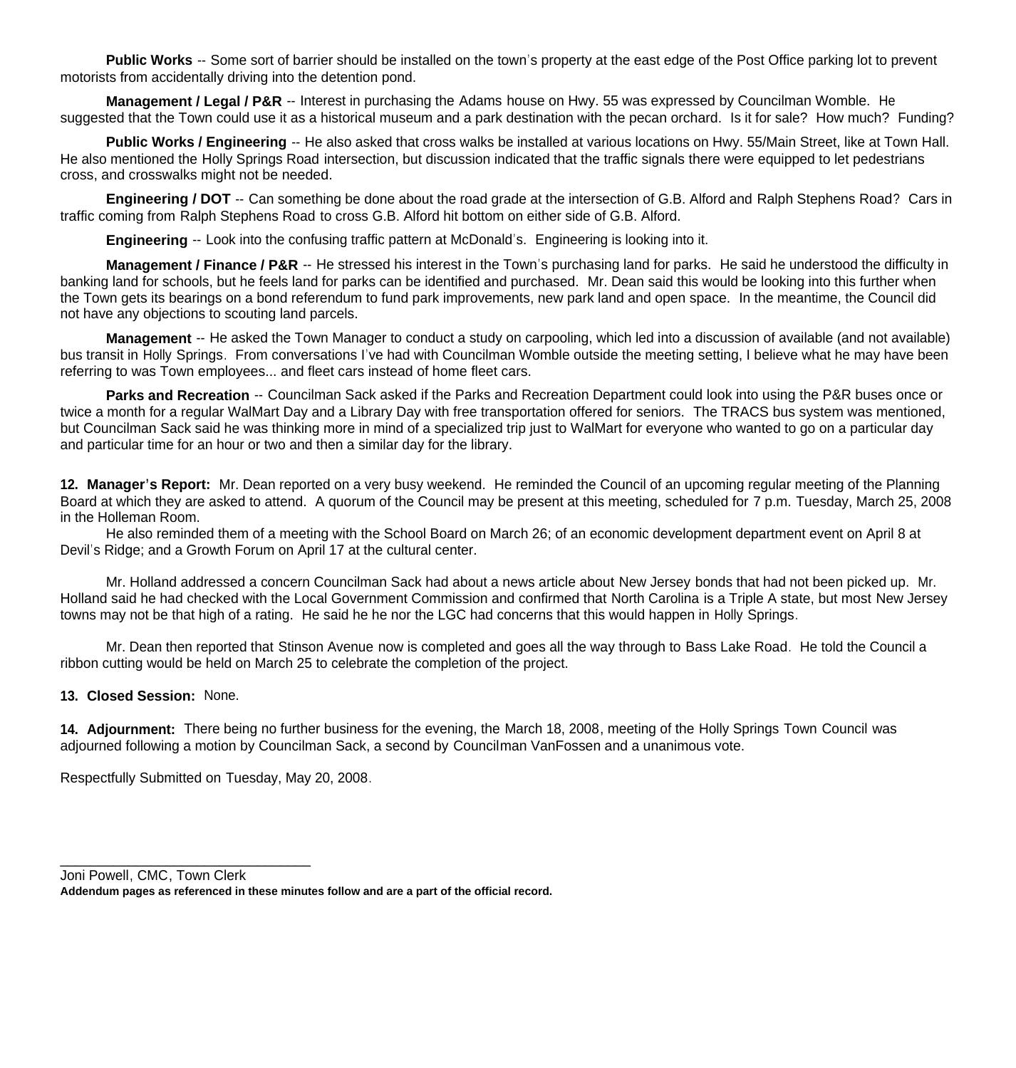**Public Works** -- Some sort of barrier should be installed on the town's property at the east edge of the Post Office parking lot to prevent motorists from accidentally driving into the detention pond.

**Management / Legal / P&R** -- Interest in purchasing the Adams house on Hwy. 55 was expressed by Councilman Womble. He suggested that the Town could use it as a historical museum and a park destination with the pecan orchard. Is it for sale? How much? Funding?

**Public Works / Engineering** -- He also asked that cross walks be installed at various locations on Hwy. 55/Main Street, like at Town Hall. He also mentioned the Holly Springs Road intersection, but discussion indicated that the traffic signals there were equipped to let pedestrians cross, and crosswalks might not be needed.

**Engineering / DOT** -- Can something be done about the road grade at the intersection of G.B. Alford and Ralph Stephens Road? Cars in traffic coming from Ralph Stephens Road to cross G.B. Alford hit bottom on either side of G.B. Alford.

**Engineering** -- Look into the confusing traffic pattern at McDonald's. Engineering is looking into it.

**Management / Finance / P&R** -- He stressed his interest in the Town's purchasing land for parks. He said he understood the difficulty in banking land for schools, but he feels land for parks can be identified and purchased. Mr. Dean said this would be looking into this further when the Town gets its bearings on a bond referendum to fund park improvements, new park land and open space. In the meantime, the Council did not have any objections to scouting land parcels.

**Management** -- He asked the Town Manager to conduct a study on carpooling, which led into a discussion of available (and not available) bus transit in Holly Springs. From conversations I've had with Councilman Womble outside the meeting setting, I believe what he may have been referring to was Town employees... and fleet cars instead of home fleet cars.

**Parks and Recreation** -- Councilman Sack asked if the Parks and Recreation Department could look into using the P&R buses once or twice a month for a regular WalMart Day and a Library Day with free transportation offered for seniors. The TRACS bus system was mentioned, but Councilman Sack said he was thinking more in mind of a specialized trip just to WalMart for everyone who wanted to go on a particular day and particular time for an hour or two and then a similar day for the library.

**12. Manager's Report:** Mr. Dean reported on a very busy weekend. He reminded the Council of an upcoming regular meeting of the Planning Board at which they are asked to attend. A quorum of the Council may be present at this meeting, scheduled for 7 p.m. Tuesday, March 25, 2008 in the Holleman Room.

He also reminded them of a meeting with the School Board on March 26; of an economic development department event on April 8 at Devil's Ridge; and a Growth Forum on April 17 at the cultural center.

Mr. Holland addressed a concern Councilman Sack had about a news article about New Jersey bonds that had not been picked up. Mr. Holland said he had checked with the Local Government Commission and confirmed that North Carolina is a Triple A state, but most New Jersey towns may not be that high of a rating. He said he he nor the LGC had concerns that this would happen in Holly Springs.

Mr. Dean then reported that Stinson Avenue now is completed and goes all the way through to Bass Lake Road. He told the Council a ribbon cutting would be held on March 25 to celebrate the completion of the project.

**13. Closed Session:** None.

**14. Adjournment:** There being no further business for the evening, the March 18, 2008, meeting of the Holly Springs Town Council was adjourned following a motion by Councilman Sack, a second by Councilman VanFossen and a unanimous vote.

Respectfully Submitted on Tuesday, May 20, 2008.

\_\_\_\_\_\_\_\_\_\_\_\_\_\_\_\_\_\_\_\_\_\_\_\_\_\_\_\_\_\_\_\_

Joni Powell, CMC, Town Clerk

**Addendum pages as referenced in these minutes follow and are a part of the official record.**